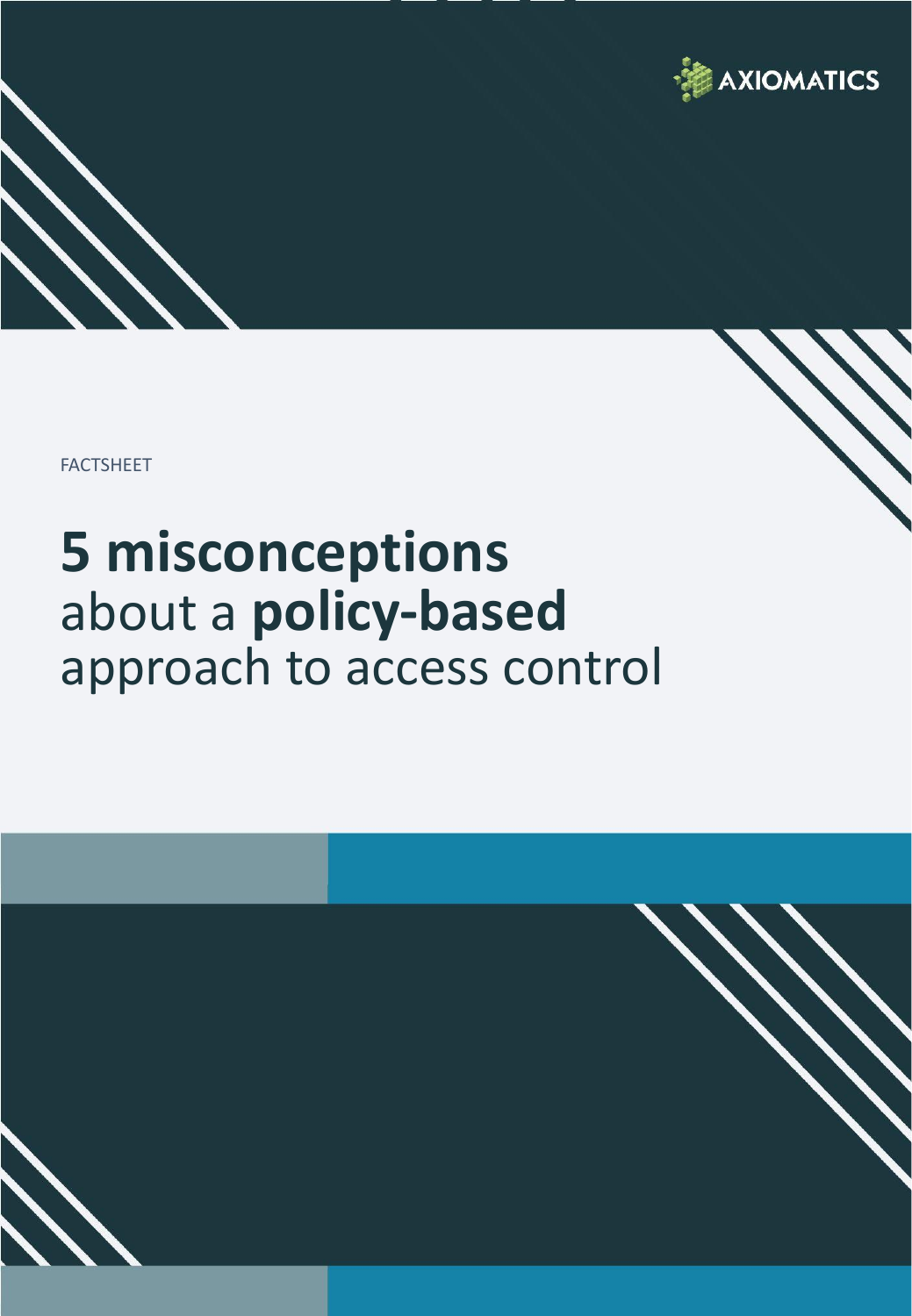AXIOMATICS

FACTSHEET

# **5 misconceptions** about a **policy-based** approach to access control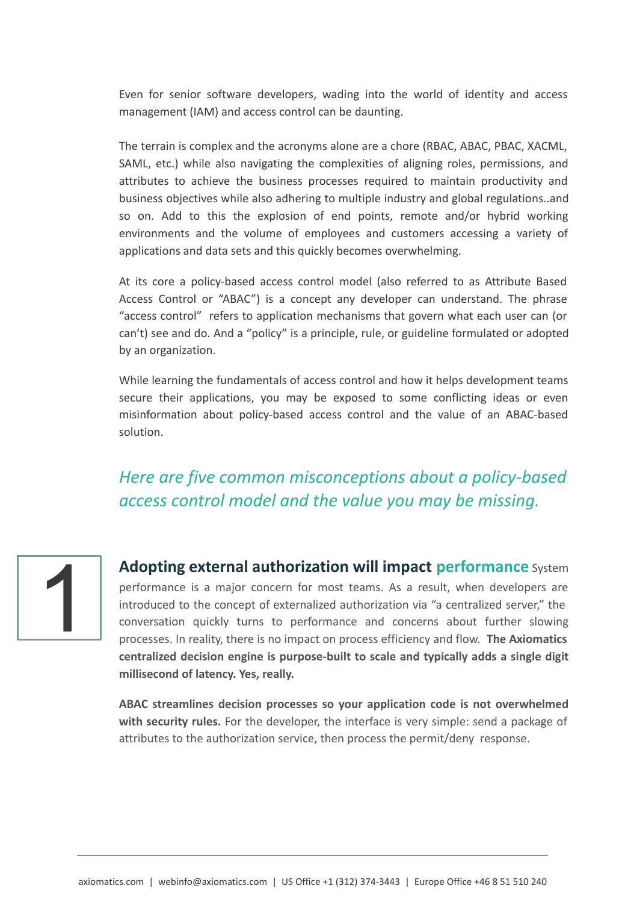Even for senior software developers, wading into the world of identity and access management (IAM) and access control can be daunting.

The terrain is complex and the acronyms alone are a chore (RBAC, ABAC, PBAC, XACML, SAML, etc.) while also navigating the complexities of aligning roles, permissions, and attributes to achieve the business processes required to maintain productivity and business objectives while also adhering to multiple industry and global regulations..and so on. Add to this the explosion of end points, remote and/or hybrid working environments and the volume of employees and customers accessing a variety of applications and data sets and this quickly becomes overwhelming.

At its core a policy-based access control model (also referred to as Attribute Based Access Control or "ABAC") is a concept any developer can understand. The phrase "access control" refers to application mechanisms that govern what each user can (or can't) see and do. And a "policy" is a principle, rule, or guideline formulated or adopted by an organization.

While learning the fundamentals of access control and how it helps development teams secure their applications, you may be exposed to some conflicting ideas or even misinformation about policy-based access control and the value of an ABAC-based solution.

*Here are five common misconceptions about a policy-based access control model and the value you may be missing.*

## 1 Adopting external authorization will impact performance

System performance is a major concern for most teams. As a result, when developers are introduced to the concept of externalized authorization via "a centralized server," the conversation quickly turns to performance and concerns about further slowing processes. In reality, there is no impact on process efficiency and flow. **The Axiomatics centralized decision engine is purpose-built to scale and typically adds a single digit millisecond of latency. Yes, really.**

**ABAC streamlines decision processes so your application code is not overwhelmed with security rules.** For the developer, the interface is very simple: send a package of attributes to the authorization service, then process the permit/deny response.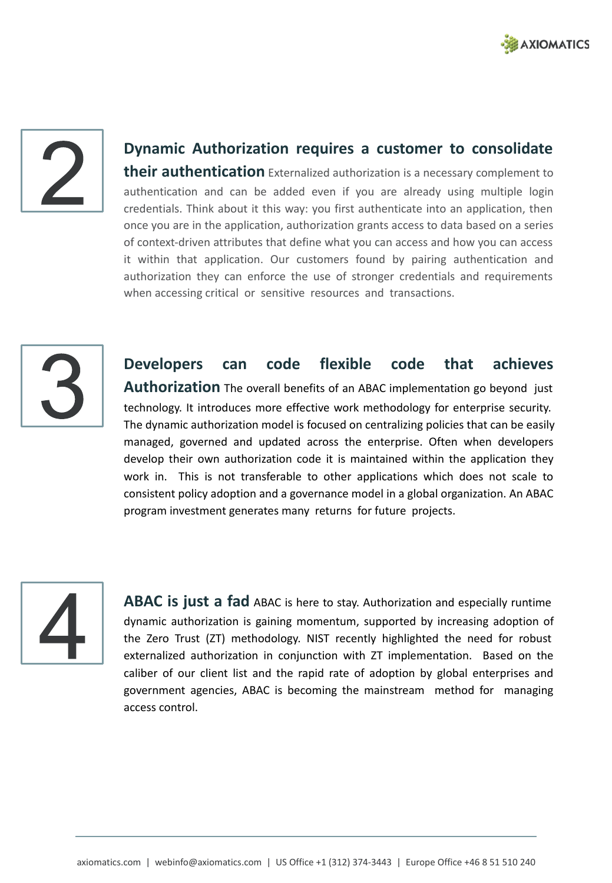## 2

**Dynamic Authorization requires a customer to consolidate their authentication** Externalized authorization is a necessary complement to authentication and can be added even if you are already using multiple login credentials. Think about it this way: you first authenticate into an application, then once you are in the application, authorization grants access to data based on a series of context-driven attributes that define what you can access and how you can access it within that application. Our customers found by pairing authentication and authorization they can enforce the use of stronger credentials and requirements when accessing critical or sensitive resources and transactions.

## 3

**Developers can code flexible code that achieves Authorization** The overall benefits of an ABAC implementation go beyond just technology. It introduces more effective work methodology for enterprise security. The dynamic authorization model is focused on centralizing policies that can be easily managed, governed and updated across the enterprise. Often when developers develop their own authorization code it is maintained within the application they work in. This is not transferable to other applications which does not scale to consistent policy adoption and a governance model in a global organization. An ABAC program investment generates many returns for future projects.

## 4

**ABAC is just a fad** ABAC is here to stay. Authorization and especially runtime dynamic authorization is gaining momentum, supported by increasing adoption of the Zero Trust (ZT) methodology. NIST recently highlighted the need for robust externalized authorization in conjunction with ZT implementation. Based on the caliber of our client list and the rapid rate of adoption by global enterprises and government agencies, ABAC is becoming the mainstream method for managing access control.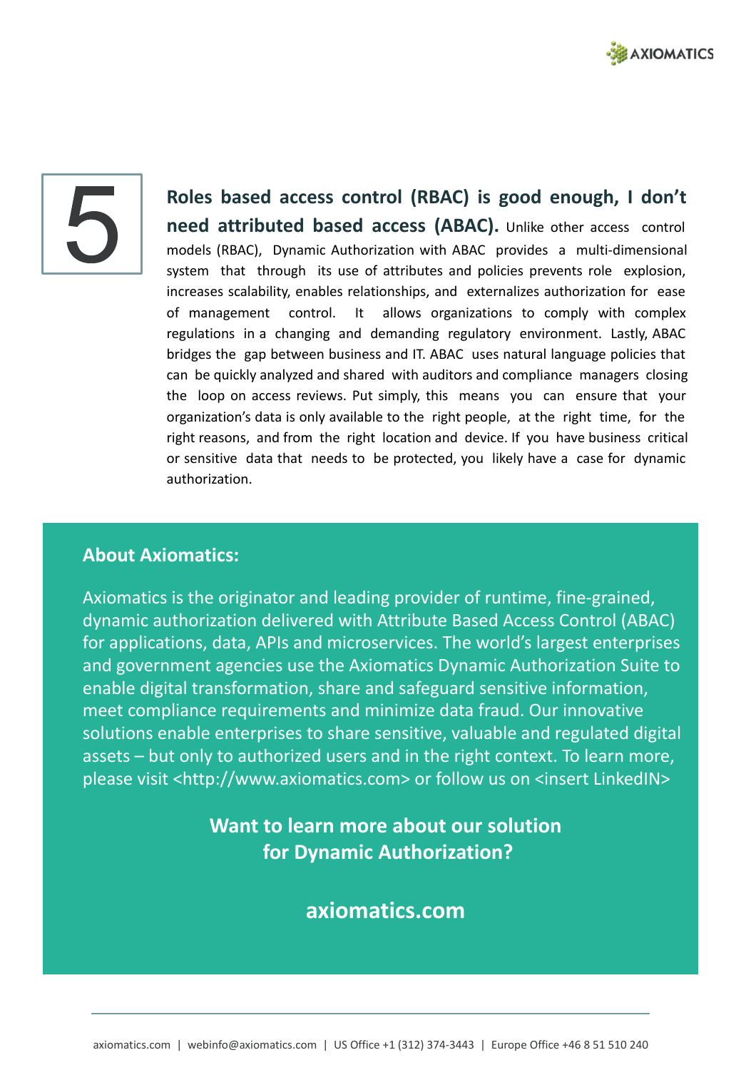## 5

**Roles based access control (RBAC) is good enough, I don't need attributed based access (ABAC).** Unlike other access control models (RBAC), Dynamic Authorization with ABAC provides a multi-dimensional system that through its use of attributes and policies prevents role explosion, increases scalability, enables relationships, and externalizes authorization for ease of management control. It allows organizations to comply with complex regulations in a changing and demanding regulatory environment. Lastly, ABAC bridges the gap between business and IT. ABAC uses natural language policies that can be quickly analyzed and shared with auditors and compliance managers closing the loop on access reviews. Put simply, this means you can ensure that your organization's data is only available to the right people, at the right time, for the right reasons, and from the right location and device. If you have business critical or sensitive data that needs to be protected, you likely have a case for dynamic authorization.

### About Axiomatics:

Axiomatics is the originator and leading provider of runtime, fine-grained, dynamic authorization delivered with Attribute Based Access Control (ABAC) for applications, data, APIs and microservices. The world's largest enterprises and government agencies use the Axiomatics Dynamic Authorization Suite to enable digital transformation, share and safeguard sensitive information, meet compliance requirements and minimize data fraud. Our innovative solutions enable enterprises to share sensitive, valuable and regulated digital assets – but only to authorized users and in the right context. To learn more, please visit <http://www.axiomatics.com> or follow us on <insert LinkedIN>

**Want to learn more about our solution for Dynamic Authorization?**

**axiomatics.com**

axiomatics.com | webinfo@axiomatics.com | US Office +1 (312) 374-3443 | Europe Office +46 8 51 510 240